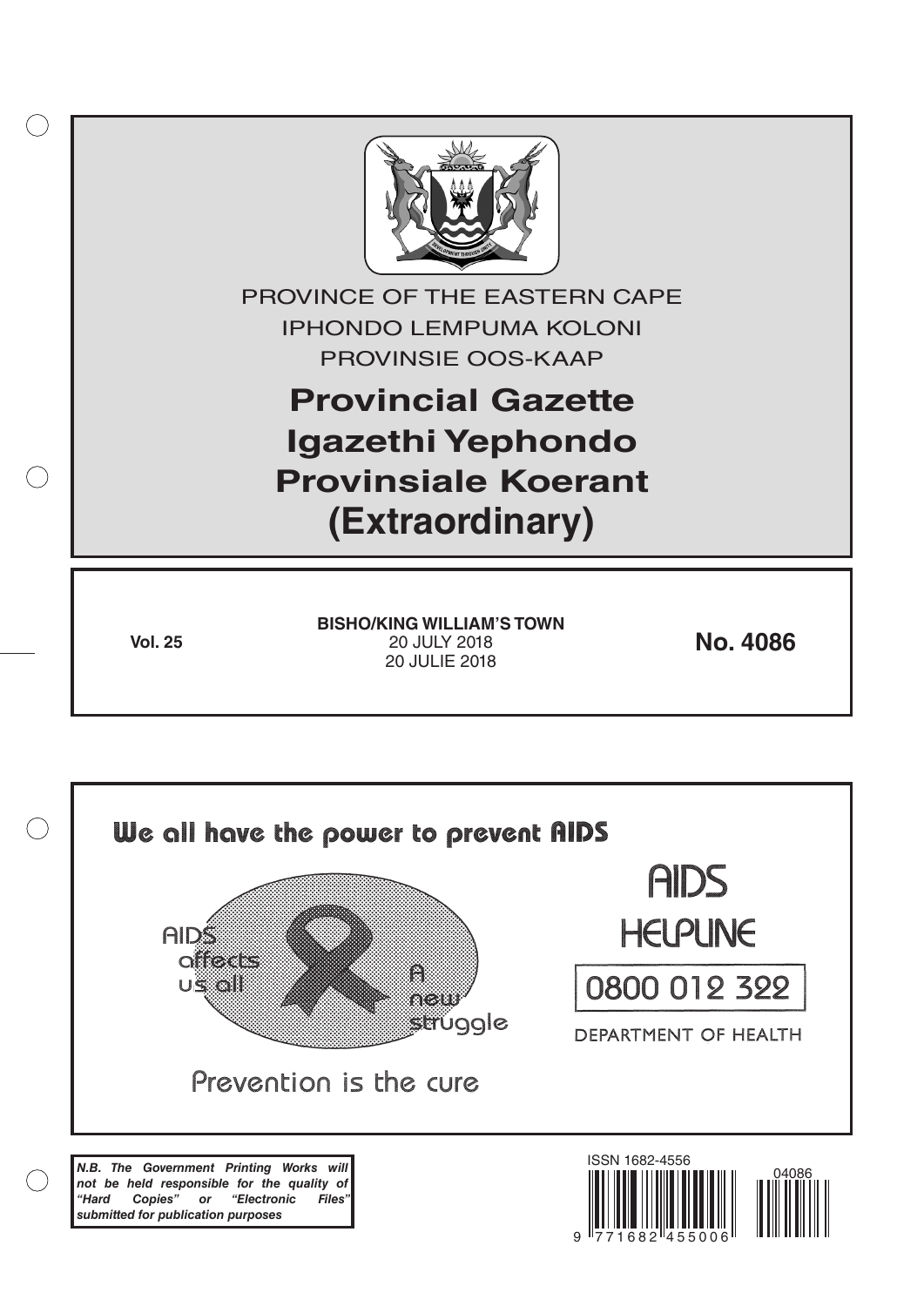PROVINCE OF THE EASTERN CAPE

IPHONDO LEMPUMA KOLONI

PROVINSIE OOS-KAAP

# Provincial Gazette
# Igazethi Yephondo
# Provinsiale Koerant
# (Extraordinary)

**Vol. 25**

**BISHO/KING WILLIAM'S TOWN**
20 JULY 2018
20 JULIE 2018

**No. 4086**

We all have the power to prevent AIDS

AIDS affects us all

A new struggle

Prevention is the cure

AIDS HELPLINE

0800 012 322

DEPARTMENT OF HEALTH

***N.B. The Government Printing Works will not be held responsible for the quality of "Hard Copies" or "Electronic Files" submitted for publication purposes***

ISSN 1682-4556

9 771682 455006

04086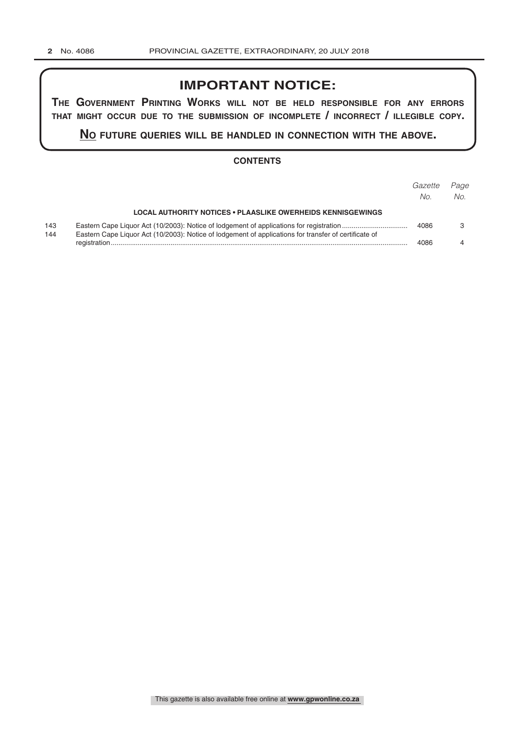# IMPORTANT NOTICE:

**The Government Printing Works will not be held responsible for any errors that might occur due to the submission of incomplete / incorrect / illegible copy.**

**No future queries will be handled in connection with the above.**

## CONTENTS

| | | *Gazette No.* | *Page No.* |
|---|---|---|---|
| | **LOCAL AUTHORITY NOTICES • PLAASLIKE OWERHEIDS KENNISGEWINGS** | | |
| 143 | Eastern Cape Liquor Act (10/2003): Notice of lodgement of applications for registration | 4086 | 3 |
| 144 | Eastern Cape Liquor Act (10/2003): Notice of lodgement of applications for transfer of certificate of registration | 4086 | 4 |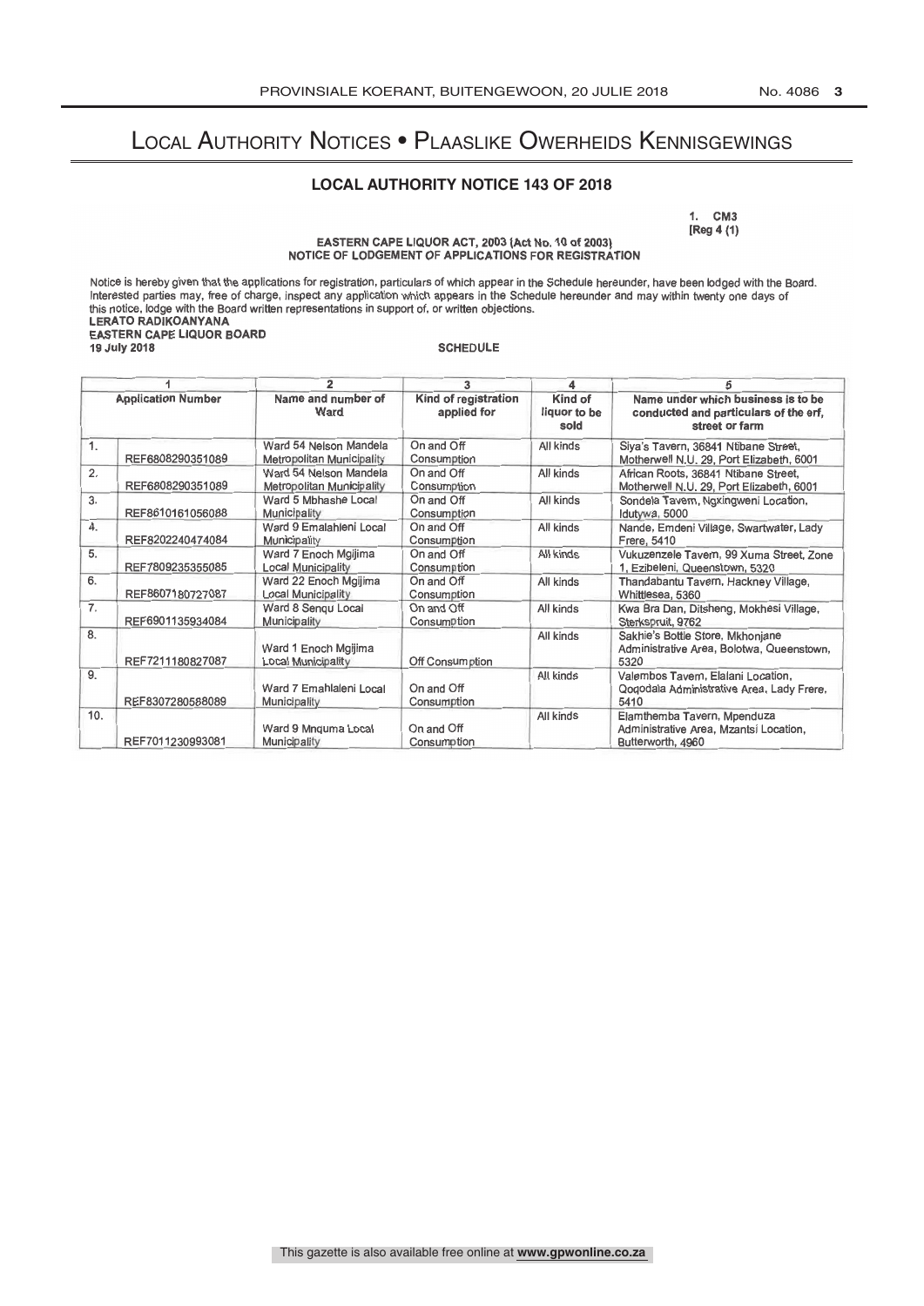# Local Authority Notices • Plaaslike Owerheids Kennisgewings

## LOCAL AUTHORITY NOTICE 143 OF 2018

1. CM3
[Reg 4 (1)

**EASTERN CAPE LIQUOR ACT, 2003 (Act No. 10 of 2003)**
**NOTICE OF LODGEMENT OF APPLICATIONS FOR REGISTRATION**

Notice is hereby given that the applications for registration, particulars of which appear in the Schedule hereunder, have been lodged with the Board. Interested parties may, free of charge, inspect any application which appears in the Schedule hereunder and may within twenty one days of this notice, lodge with the Board written representations in support of, or written objections.

**LERATO RADIKOANYANA**
**EASTERN CAPE LIQUOR BOARD**
**19 July 2018**

**SCHEDULE**

| 1 | | 2 | 3 | 4 | 5 |
|---|---|---|---|---|---|
| Application Number | | Name and number of Ward | Kind of registration applied for | Kind of liquor to be sold | Name under which business is to be conducted and particulars of the erf, street or farm |
| 1. | REF6808290351089 | Ward 54 Nelson Mandela Metropolitan Municipality | On and Off Consumption | All kinds | Siya's Tavern, 36841 Ntibane Street, Motherwell N.U. 29, Port Elizabeth, 6001 |
| 2. | REF6808290351089 | Ward 54 Nelson Mandela Metropolitan Municipality | On and Off Consumption | All kinds | African Roots, 36841 Ntibane Street, Motherwell N.U. 29, Port Elizabeth, 6001 |
| 3. | REF8610161056088 | Ward 5 Mbhashe Local Municipality | On and Off Consumption | All kinds | Sondela Tavern, Ngxingweni Location, Idutywa, 5000 |
| 4. | REF8202240474084 | Ward 9 Emalahleni Local Municipality | On and Off Consumption | All kinds | Nande, Emdeni Village, Swartwater, Lady Frere, 5410 |
| 5. | REF7809235355085 | Ward 7 Enoch Mgijima Local Municipality | On and Off Consumption | All kinds | Vukuzenzele Tavern, 99 Xuma Street, Zone 1, Ezibeleni, Queenstown, 5320 |
| 6. | REF8607180727087 | Ward 22 Enoch Mgijima Local Municipality | On and Off Consumption | All kinds | Thandabantu Tavern, Hackney Village, Whittlesea, 5360 |
| 7. | REF6901135934084 | Ward 8 Senqu Local Municipality | On and Off Consumption | All kinds | Kwa Bra Dan, Ditsheng, Mokhesi Village, Sterkspruit, 9762 |
| 8. | REF7211180827087 | Ward 1 Enoch Mgijima Local Municipality | Off Consumption | All kinds | Sakhie's Bottle Store, Mkhonjane Administrative Area, Bolotwa, Queenstown, 5320 |
| 9. | REF8307280588089 | Ward 7 Emahlaleni Local Municipality | On and Off Consumption | All kinds | Valembos Tavern, Elalani Location, Qoqodala Administrative Area, Lady Frere, 5410 |
| 10. | REF7011230993081 | Ward 9 Mnquma Local Municipality | On and Off Consumption | All kinds | Elamthemba Tavern, Mpenduza Administrative Area, Mzantsi Location, Butterworth, 4960 |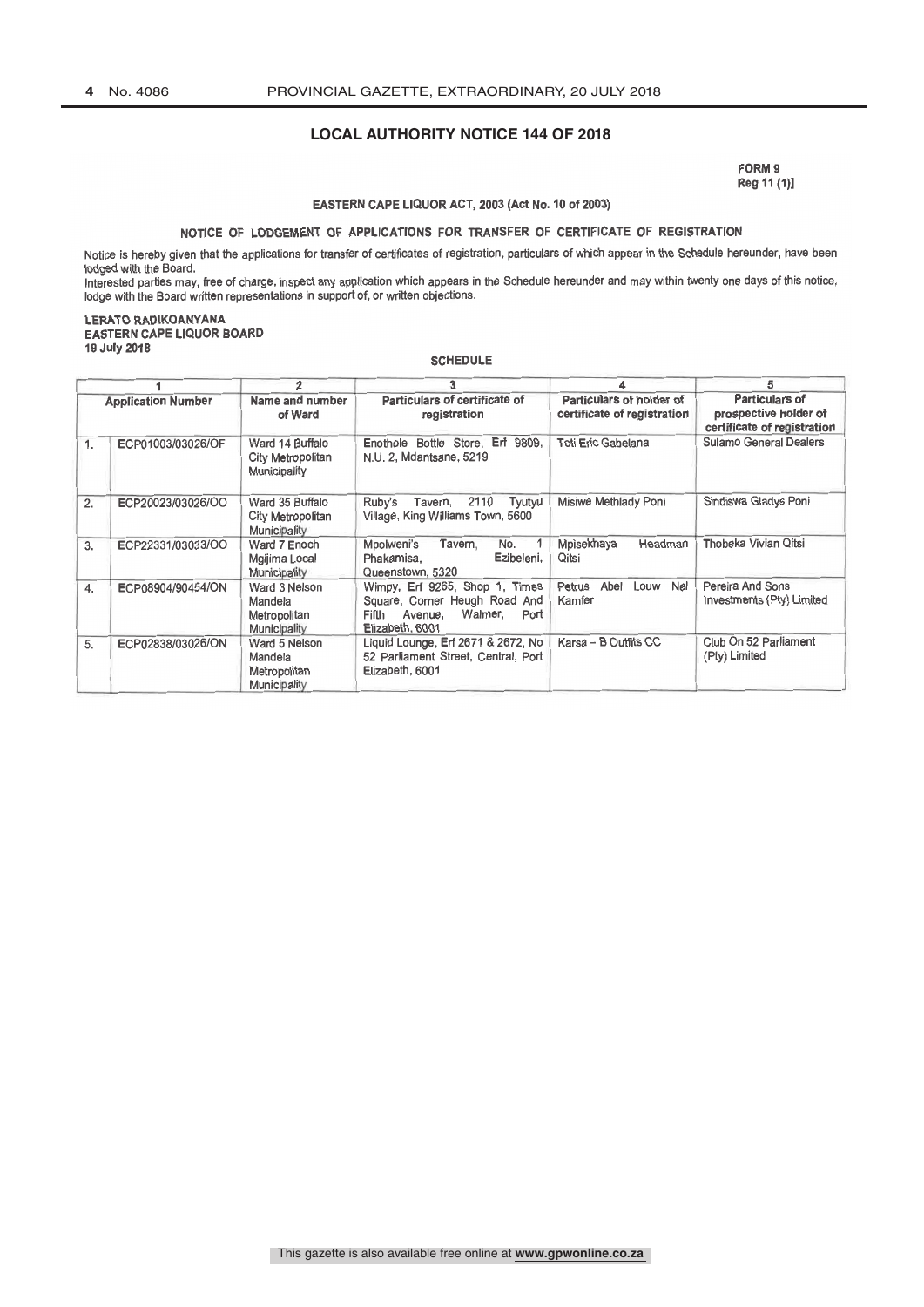## LOCAL AUTHORITY NOTICE 144 OF 2018

FORM 9
Reg 11 (1)]

EASTERN CAPE LIQUOR ACT, 2003 (Act No. 10 of 2003)

NOTICE OF LODGEMENT OF APPLICATIONS FOR TRANSFER OF CERTIFICATE OF REGISTRATION

Notice is hereby given that the applications for transfer of certificates of registration, particulars of which appear in the Schedule hereunder, have been lodged with the Board.

Interested parties may, free of charge, inspect any application which appears in the Schedule hereunder and may within twenty one days of this notice, lodge with the Board written representations in support of, or written objections.

**LERATO RADIKOANYANA**
**EASTERN CAPE LIQUOR BOARD**
**19 July 2018**

SCHEDULE

| 1 | | 2 | 3 | 4 | 5 |
|---|---|---|---|---|---|
| Application Number | | Name and number of Ward | Particulars of certificate of registration | Particulars of holder of certificate of registration | Particulars of prospective holder of certificate of registration |
| 1. | ECP01003/03026/OF | Ward 14 Buffalo City Metropolitan Municipality | Enothole Bottle Store, Erf 9809, N.U. 2, Mdantsane, 5219 | Toti Eric Gabelana | Sulamo General Dealers |
| 2. | ECP20023/03026/OO | Ward 35 Buffalo City Metropolitan Municipality | Ruby's Tavern, 2110 Tyutyu Village, King Williams Town, 5600 | Misiwe Methlady Poni | Sindiswa Gladys Poni |
| 3. | ECP22331/03033/OO | Ward 7 Enoch Mgijima Local Municipality | Mpolweni's Tavern, No. 1 Phakamisa, Ezibeleni, Queenstown, 5320 | Mpisekhaya Headman Qitsi | Thobeka Vivian Qitsi |
| 4. | ECP08904/90454/ON | Ward 3 Nelson Mandela Metropolitan Municipality | Wimpy, Erf 9265, Shop 1, Times Square, Corner Heugh Road And Fifth Avenue, Walmer, Port Elizabeth, 6001 | Petrus Abel Louw Nel Kamfer | Pereira And Sons Investments (Pty) Limited |
| 5. | ECP02838/03026/ON | Ward 5 Nelson Mandela Metropolitan Municipality | Liquid Lounge, Erf 2671 & 2672, No 52 Parliament Street, Central, Port Elizabeth, 6001 | Karsa – B Outfits CC | Club On 52 Parliament (Pty) Limited |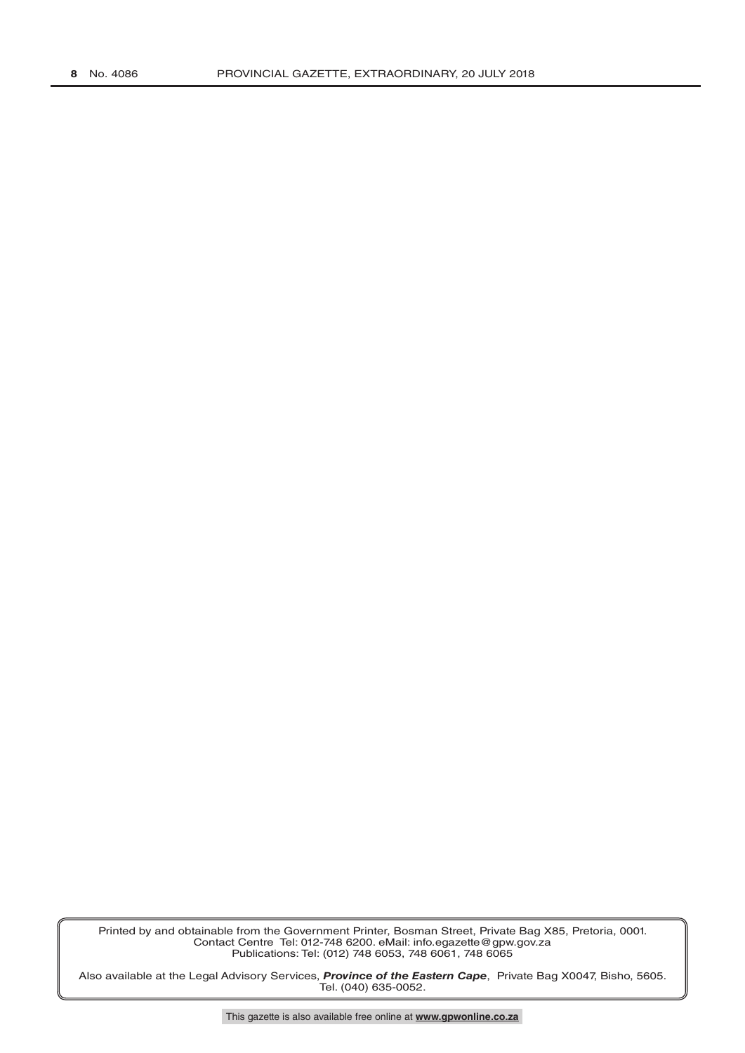Printed by and obtainable from the Government Printer, Bosman Street, Private Bag X85, Pretoria, 0001.
Contact Centre Tel: 012-748 6200. eMail: info.egazette@gpw.gov.za
Publications: Tel: (012) 748 6053, 748 6061, 748 6065

Also available at the Legal Advisory Services, ***Province of the Eastern Cape***, Private Bag X0047, Bisho, 5605.
Tel. (040) 635-0052.

This gazette is also available free online at **www.gpwonline.co.za**